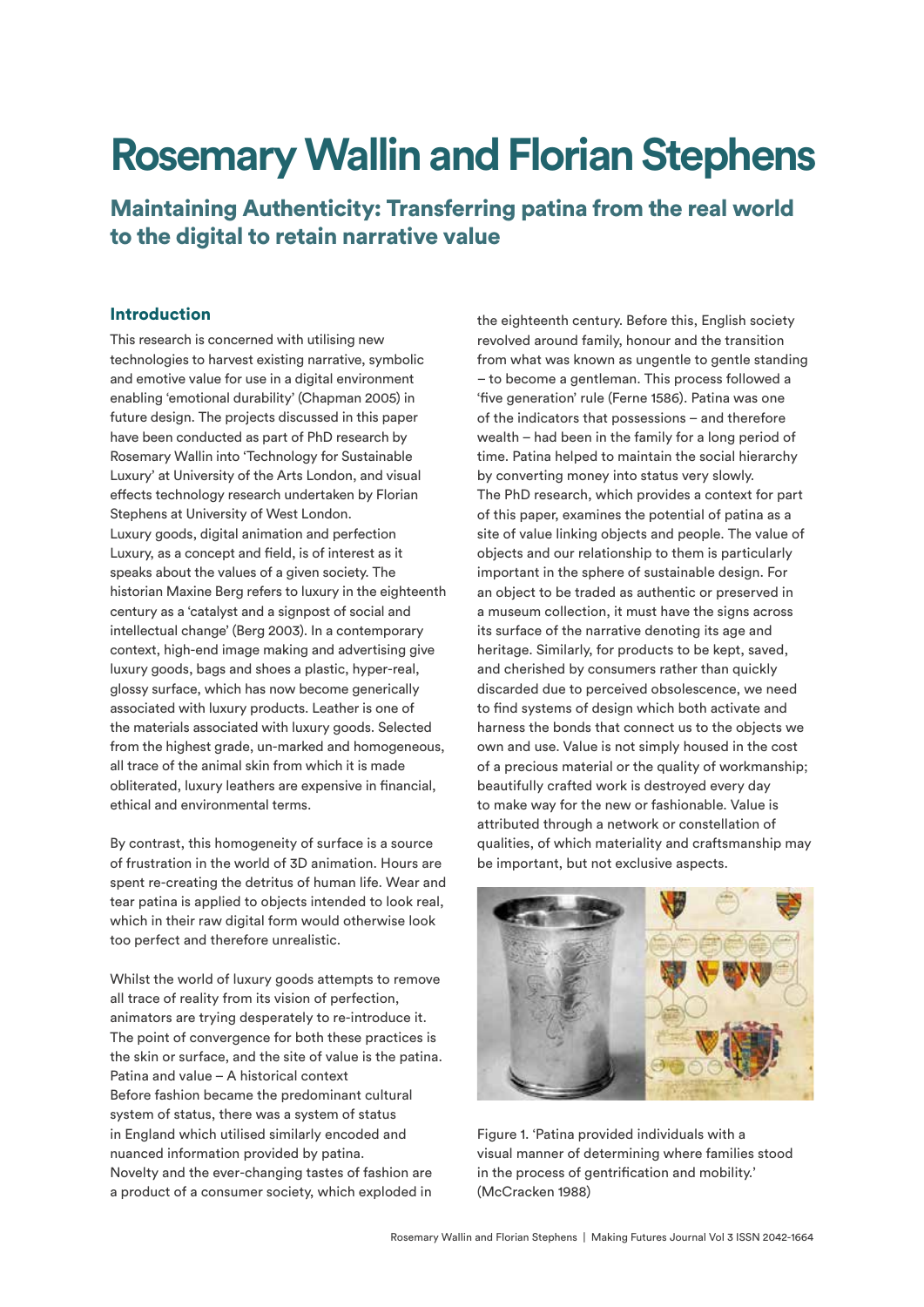# Rosemary Wallin and Florian Stephens

## Maintaining Authenticity: Transferring patina from the real world to the digital to retain narrative value

### Introduction

This research is concerned with utilising new technologies to harvest existing narrative, symbolic and emotive value for use in a digital environment enabling 'emotional durability' (Chapman 2005) in future design. The projects discussed in this paper have been conducted as part of PhD research by Rosemary Wallin into 'Technology for Sustainable Luxury' at University of the Arts London, and visual effects technology research undertaken by Florian Stephens at University of West London.

Luxury goods, digital animation and perfection

Luxury, as a concept and field, is of interest as it speaks about the values of a given society. The historian Maxine Berg refers to luxury in the eighteenth century as a 'catalyst and a signpost of social and intellectual change' (Berg 2003). In a contemporary context, high-end image making and advertising give luxury goods, bags and shoes a plastic, hyper-real, glossy surface, which has now become generically associated with luxury products. Leather is one of the materials associated with luxury goods. Selected from the highest grade, un-marked and homogeneous, all trace of the animal skin from which it is made obliterated, luxury leathers are expensive in financial, ethical and environmental terms.

By contrast, this homogeneity of surface is a source of frustration in the world of 3D animation. Hours are spent re-creating the detritus of human life. Wear and tear patina is applied to objects intended to look real, which in their raw digital form would otherwise look too perfect and therefore unrealistic.

Whilst the world of luxury goods attempts to remove all trace of reality from its vision of perfection, animators are trying desperately to re-introduce it. The point of convergence for both these practices is the skin or surface, and the site of value is the patina.

Patina and value – A historical context

Before fashion became the predominant cultural system of status, there was a system of status in England which utilised similarly encoded and nuanced information provided by patina.

Novelty and the ever-changing tastes of fashion are a product of a consumer society, which exploded in the eighteenth century. Before this, English society revolved around family, honour and the transition from what was known as ungentle to gentle standing – to become a gentleman. This process followed a 'five generation' rule (Ferne 1586). Patina was one of the indicators that possessions – and therefore wealth – had been in the family for a long period of time. Patina helped to maintain the social hierarchy by converting money into status very slowly.

The PhD research, which provides a context for part of this paper, examines the potential of patina as a site of value linking objects and people. The value of objects and our relationship to them is particularly important in the sphere of sustainable design. For an object to be traded as authentic or preserved in a museum collection, it must have the signs across its surface of the narrative denoting its age and heritage. Similarly, for products to be kept, saved, and cherished by consumers rather than quickly discarded due to perceived obsolescence, we need to find systems of design which both activate and harness the bonds that connect us to the objects we own and use. Value is not simply housed in the cost of a precious material or the quality of workmanship; beautifully crafted work is destroyed every day to make way for the new or fashionable. Value is attributed through a network or constellation of qualities, of which materiality and craftsmanship may be important, but not exclusive aspects.

Figure 1. 'Patina provided individuals with a visual manner of determining where families stood in the process of gentrification and mobility.' (McCracken 1988)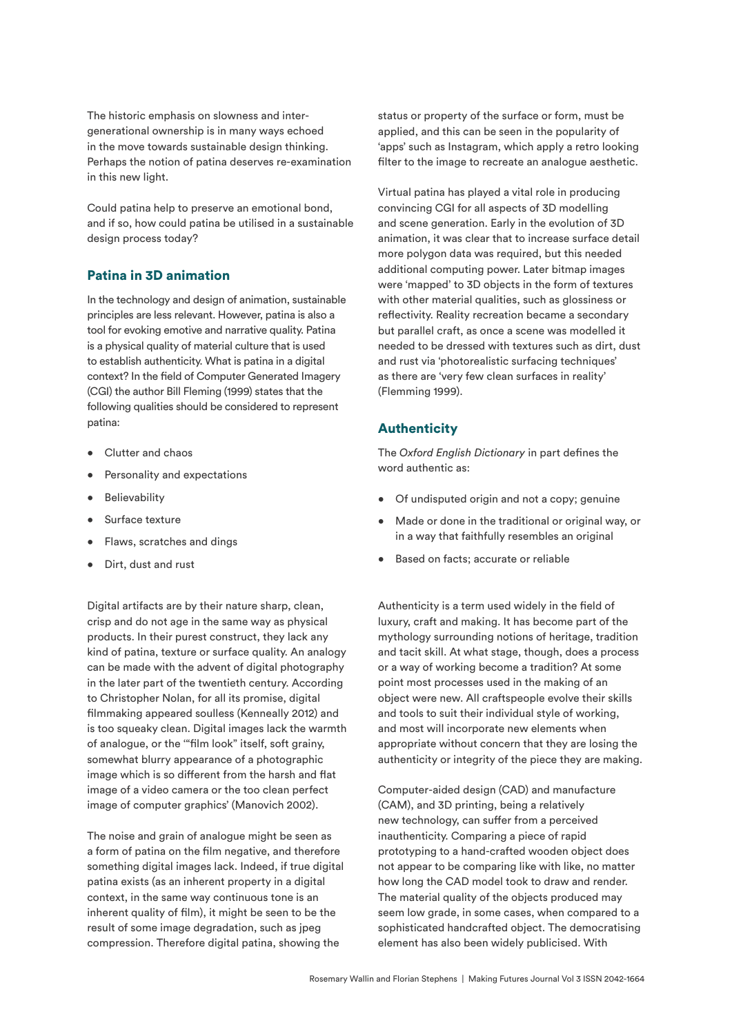The historic emphasis on slowness and inter-generational ownership is in many ways echoed in the move towards sustainable design thinking. Perhaps the notion of patina deserves re-examination in this new light.

Could patina help to preserve an emotional bond, and if so, how could patina be utilised in a sustainable design process today?

## Patina in 3D animation

In the technology and design of animation, sustainable principles are less relevant. However, patina is also a tool for evoking emotive and narrative quality. Patina is a physical quality of material culture that is used to establish authenticity. What is patina in a digital context? In the field of Computer Generated Imagery (CGI) the author Bill Fleming (1999) states that the following qualities should be considered to represent patina:

- Clutter and chaos
- Personality and expectations
- Believability
- Surface texture
- Flaws, scratches and dings
- Dirt, dust and rust

Digital artifacts are by their nature sharp, clean, crisp and do not age in the same way as physical products. In their purest construct, they lack any kind of patina, texture or surface quality. An analogy can be made with the advent of digital photography in the later part of the twentieth century. According to Christopher Nolan, for all its promise, digital filmmaking appeared soulless (Kenneally 2012) and is too squeaky clean. Digital images lack the warmth of analogue, or the '"film look" itself, soft grainy, somewhat blurry appearance of a photographic image which is so different from the harsh and flat image of a video camera or the too clean perfect image of computer graphics' (Manovich 2002).

The noise and grain of analogue might be seen as a form of patina on the film negative, and therefore something digital images lack. Indeed, if true digital patina exists (as an inherent property in a digital context, in the same way continuous tone is an inherent quality of film), it might be seen to be the result of some image degradation, such as jpeg compression. Therefore digital patina, showing the status or property of the surface or form, must be applied, and this can be seen in the popularity of 'apps' such as Instagram, which apply a retro looking filter to the image to recreate an analogue aesthetic.

Virtual patina has played a vital role in producing convincing CGI for all aspects of 3D modelling and scene generation. Early in the evolution of 3D animation, it was clear that to increase surface detail more polygon data was required, but this needed additional computing power. Later bitmap images were 'mapped' to 3D objects in the form of textures with other material qualities, such as glossiness or reflectivity. Reality recreation became a secondary but parallel craft, as once a scene was modelled it needed to be dressed with textures such as dirt, dust and rust via 'photorealistic surfacing techniques' as there are 'very few clean surfaces in reality' (Flemming 1999).

## Authenticity

The *Oxford English Dictionary* in part defines the word authentic as:

- Of undisputed origin and not a copy; genuine
- Made or done in the traditional or original way, or in a way that faithfully resembles an original
- Based on facts; accurate or reliable

Authenticity is a term used widely in the field of luxury, craft and making. It has become part of the mythology surrounding notions of heritage, tradition and tacit skill. At what stage, though, does a process or a way of working become a tradition? At some point most processes used in the making of an object were new. All craftspeople evolve their skills and tools to suit their individual style of working, and most will incorporate new elements when appropriate without concern that they are losing the authenticity or integrity of the piece they are making.

Computer-aided design (CAD) and manufacture (CAM), and 3D printing, being a relatively new technology, can suffer from a perceived inauthenticity. Comparing a piece of rapid prototyping to a hand-crafted wooden object does not appear to be comparing like with like, no matter how long the CAD model took to draw and render. The material quality of the objects produced may seem low grade, in some cases, when compared to a sophisticated handcrafted object. The democratising element has also been widely publicised. With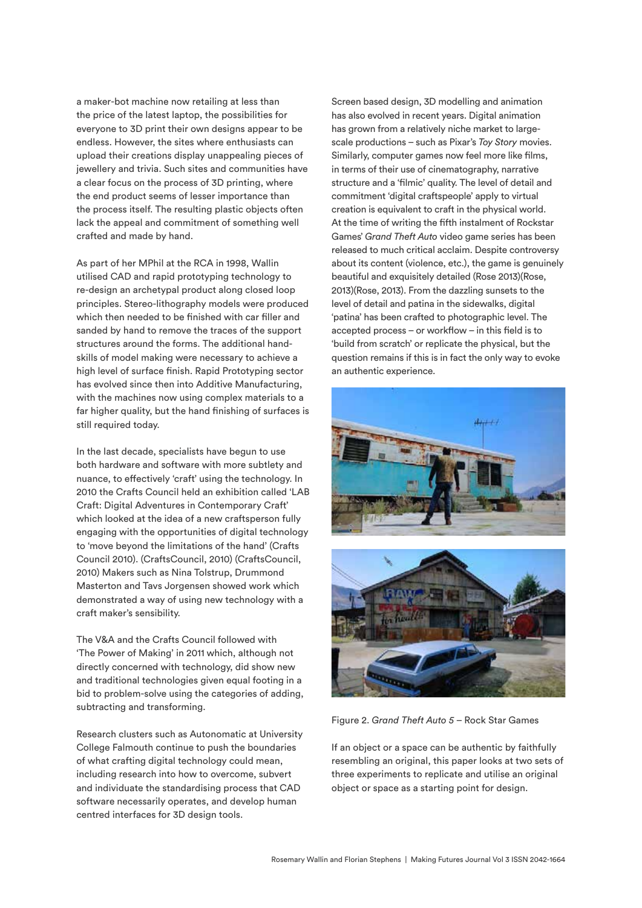a maker-bot machine now retailing at less than the price of the latest laptop, the possibilities for everyone to 3D print their own designs appear to be endless. However, the sites where enthusiasts can upload their creations display unappealing pieces of jewellery and trivia. Such sites and communities have a clear focus on the process of 3D printing, where the end product seems of lesser importance than the process itself. The resulting plastic objects often lack the appeal and commitment of something well crafted and made by hand.

As part of her MPhil at the RCA in 1998, Wallin utilised CAD and rapid prototyping technology to re-design an archetypal product along closed loop principles. Stereo-lithography models were produced which then needed to be finished with car filler and sanded by hand to remove the traces of the support structures around the forms. The additional hand-skills of model making were necessary to achieve a high level of surface finish. Rapid Prototyping sector has evolved since then into Additive Manufacturing, with the machines now using complex materials to a far higher quality, but the hand finishing of surfaces is still required today.

In the last decade, specialists have begun to use both hardware and software with more subtlety and nuance, to effectively 'craft' using the technology. In 2010 the Crafts Council held an exhibition called 'LAB Craft: Digital Adventures in Contemporary Craft' which looked at the idea of a new craftsperson fully engaging with the opportunities of digital technology to 'move beyond the limitations of the hand' (Crafts Council 2010). (CraftsCouncil, 2010) (CraftsCouncil, 2010) Makers such as Nina Tolstrup, Drummond Masterton and Tavs Jorgensen showed work which demonstrated a way of using new technology with a craft maker's sensibility.

The V&A and the Crafts Council followed with 'The Power of Making' in 2011 which, although not directly concerned with technology, did show new and traditional technologies given equal footing in a bid to problem-solve using the categories of adding, subtracting and transforming.

Research clusters such as Autonomatic at University College Falmouth continue to push the boundaries of what crafting digital technology could mean, including research into how to overcome, subvert and individuate the standardising process that CAD software necessarily operates, and develop human centred interfaces for 3D design tools.

Screen based design, 3D modelling and animation has also evolved in recent years. Digital animation has grown from a relatively niche market to large-scale productions – such as Pixar's *Toy Story* movies. Similarly, computer games now feel more like films, in terms of their use of cinematography, narrative structure and a 'filmic' quality. The level of detail and commitment 'digital craftspeople' apply to virtual creation is equivalent to craft in the physical world. At the time of writing the fifth instalment of Rockstar Games' *Grand Theft Auto* video game series has been released to much critical acclaim. Despite controversy about its content (violence, etc.), the game is genuinely beautiful and exquisitely detailed (Rose 2013)(Rose, 2013)(Rose, 2013). From the dazzling sunsets to the level of detail and patina in the sidewalks, digital 'patina' has been crafted to photographic level. The accepted process – or workflow – in this field is to 'build from scratch' or replicate the physical, but the question remains if this is in fact the only way to evoke an authentic experience.

Figure 2. *Grand Theft Auto 5* – Rock Star Games

If an object or a space can be authentic by faithfully resembling an original, this paper looks at two sets of three experiments to replicate and utilise an original object or space as a starting point for design.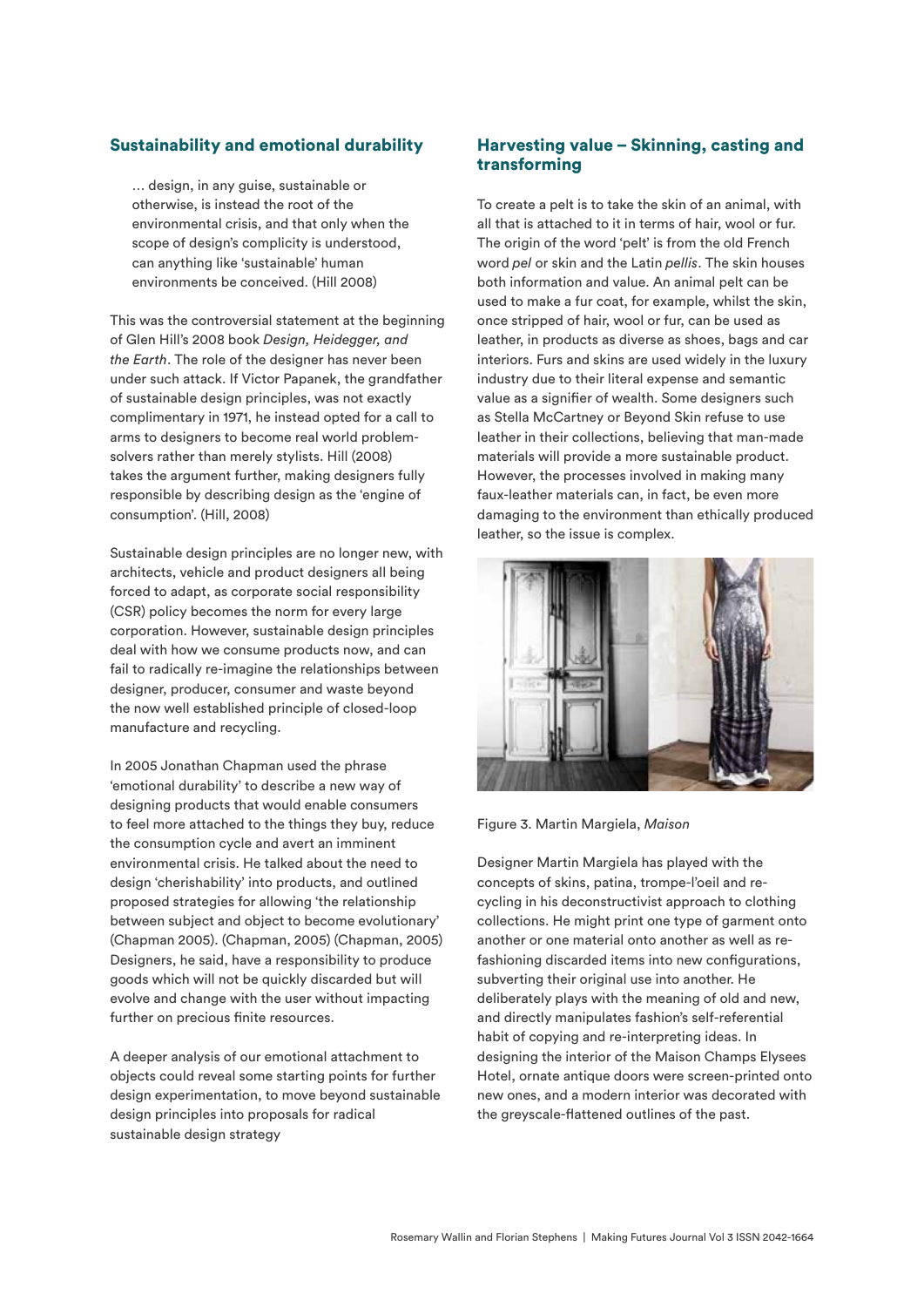## Sustainability and emotional durability

> … design, in any guise, sustainable or otherwise, is instead the root of the environmental crisis, and that only when the scope of design's complicity is understood, can anything like 'sustainable' human environments be conceived. (Hill 2008)

This was the controversial statement at the beginning of Glen Hill's 2008 book *Design, Heidegger, and the Earth*. The role of the designer has never been under such attack. If Victor Papanek, the grandfather of sustainable design principles, was not exactly complimentary in 1971, he instead opted for a call to arms to designers to become real world problem-solvers rather than merely stylists. Hill (2008) takes the argument further, making designers fully responsible by describing design as the 'engine of consumption'. (Hill, 2008)

Sustainable design principles are no longer new, with architects, vehicle and product designers all being forced to adapt, as corporate social responsibility (CSR) policy becomes the norm for every large corporation. However, sustainable design principles deal with how we consume products now, and can fail to radically re-imagine the relationships between designer, producer, consumer and waste beyond the now well established principle of closed-loop manufacture and recycling.

In 2005 Jonathan Chapman used the phrase 'emotional durability' to describe a new way of designing products that would enable consumers to feel more attached to the things they buy, reduce the consumption cycle and avert an imminent environmental crisis. He talked about the need to design 'cherishability' into products, and outlined proposed strategies for allowing 'the relationship between subject and object to become evolutionary' (Chapman 2005). (Chapman, 2005) (Chapman, 2005) Designers, he said, have a responsibility to produce goods which will not be quickly discarded but will evolve and change with the user without impacting further on precious finite resources.

A deeper analysis of our emotional attachment to objects could reveal some starting points for further design experimentation, to move beyond sustainable design principles into proposals for radical sustainable design strategy

## Harvesting value – Skinning, casting and transforming

To create a pelt is to take the skin of an animal, with all that is attached to it in terms of hair, wool or fur. The origin of the word 'pelt' is from the old French word *pel* or skin and the Latin *pellis*. The skin houses both information and value. An animal pelt can be used to make a fur coat, for example, whilst the skin, once stripped of hair, wool or fur, can be used as leather, in products as diverse as shoes, bags and car interiors. Furs and skins are used widely in the luxury industry due to their literal expense and semantic value as a signifier of wealth. Some designers such as Stella McCartney or Beyond Skin refuse to use leather in their collections, believing that man-made materials will provide a more sustainable product. However, the processes involved in making many faux-leather materials can, in fact, be even more damaging to the environment than ethically produced leather, so the issue is complex.

Figure 3. Martin Margiela, *Maison*

Designer Martin Margiela has played with the concepts of skins, patina, trompe-l'oeil and re-cycling in his deconstructivist approach to clothing collections. He might print one type of garment onto another or one material onto another as well as re-fashioning discarded items into new configurations, subverting their original use into another. He deliberately plays with the meaning of old and new, and directly manipulates fashion's self-referential habit of copying and re-interpreting ideas. In designing the interior of the Maison Champs Elysees Hotel, ornate antique doors were screen-printed onto new ones, and a modern interior was decorated with the greyscale-flattened outlines of the past.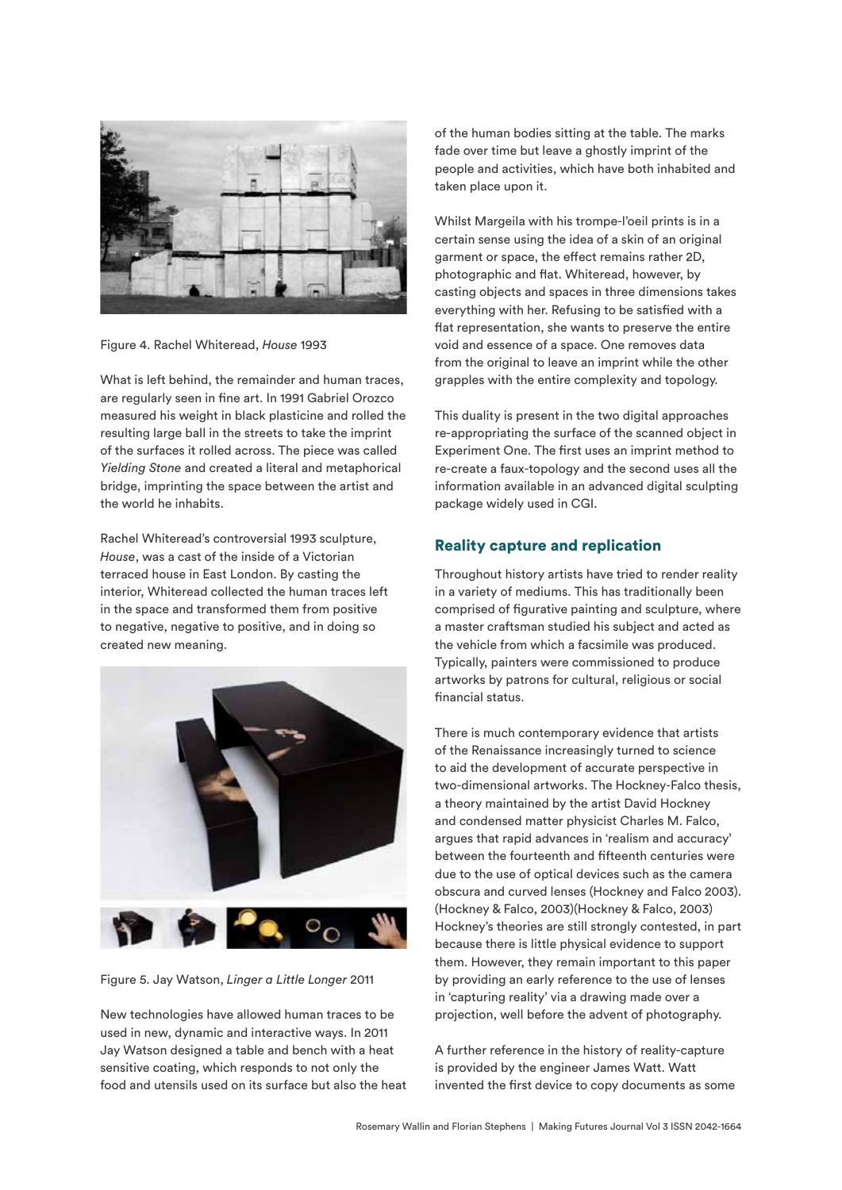Figure 4. Rachel Whiteread, *House* 1993

What is left behind, the remainder and human traces, are regularly seen in fine art. In 1991 Gabriel Orozco measured his weight in black plasticine and rolled the resulting large ball in the streets to take the imprint of the surfaces it rolled across. The piece was called *Yielding Stone* and created a literal and metaphorical bridge, imprinting the space between the artist and the world he inhabits.

Rachel Whiteread's controversial 1993 sculpture, *House*, was a cast of the inside of a Victorian terraced house in East London. By casting the interior, Whiteread collected the human traces left in the space and transformed them from positive to negative, negative to positive, and in doing so created new meaning.

Figure 5. Jay Watson, *Linger a Little Longer* 2011

New technologies have allowed human traces to be used in new, dynamic and interactive ways. In 2011 Jay Watson designed a table and bench with a heat sensitive coating, which responds to not only the food and utensils used on its surface but also the heat of the human bodies sitting at the table. The marks fade over time but leave a ghostly imprint of the people and activities, which have both inhabited and taken place upon it.

Whilst Margeila with his trompe-l'oeil prints is in a certain sense using the idea of a skin of an original garment or space, the effect remains rather 2D, photographic and flat. Whiteread, however, by casting objects and spaces in three dimensions takes everything with her. Refusing to be satisfied with a flat representation, she wants to preserve the entire void and essence of a space. One removes data from the original to leave an imprint while the other grapples with the entire complexity and topology.

This duality is present in the two digital approaches re-appropriating the surface of the scanned object in Experiment One. The first uses an imprint method to re-create a faux-topology and the second uses all the information available in an advanced digital sculpting package widely used in CGI.

## Reality capture and replication

Throughout history artists have tried to render reality in a variety of mediums. This has traditionally been comprised of figurative painting and sculpture, where a master craftsman studied his subject and acted as the vehicle from which a facsimile was produced. Typically, painters were commissioned to produce artworks by patrons for cultural, religious or social financial status.

There is much contemporary evidence that artists of the Renaissance increasingly turned to science to aid the development of accurate perspective in two-dimensional artworks. The Hockney-Falco thesis, a theory maintained by the artist David Hockney and condensed matter physicist Charles M. Falco, argues that rapid advances in 'realism and accuracy' between the fourteenth and fifteenth centuries were due to the use of optical devices such as the camera obscura and curved lenses (Hockney and Falco 2003). (Hockney & Falco, 2003)(Hockney & Falco, 2003) Hockney's theories are still strongly contested, in part because there is little physical evidence to support them. However, they remain important to this paper by providing an early reference to the use of lenses in 'capturing reality' via a drawing made over a projection, well before the advent of photography.

A further reference in the history of reality-capture is provided by the engineer James Watt. Watt invented the first device to copy documents as some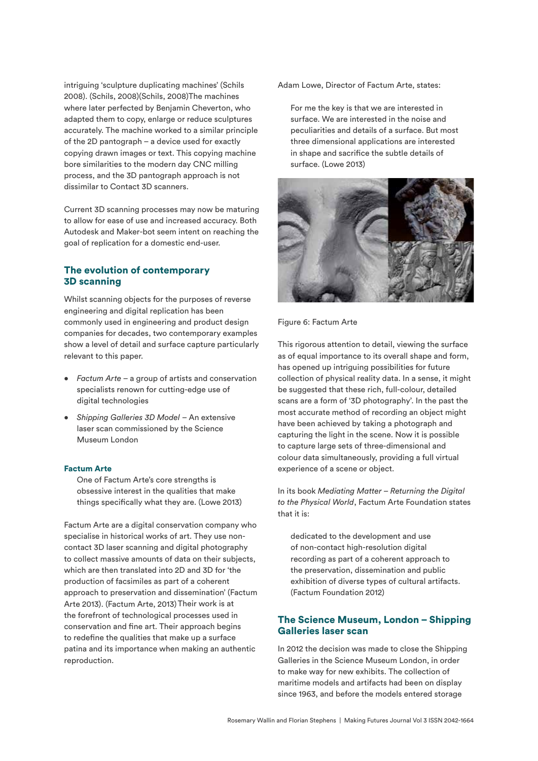intriguing 'sculpture duplicating machines' (Schils 2008). (Schils, 2008)(Schils, 2008)The machines where later perfected by Benjamin Cheverton, who adapted them to copy, enlarge or reduce sculptures accurately. The machine worked to a similar principle of the 2D pantograph – a device used for exactly copying drawn images or text. This copying machine bore similarities to the modern day CNC milling process, and the 3D pantograph approach is not dissimilar to Contact 3D scanners.

Current 3D scanning processes may now be maturing to allow for ease of use and increased accuracy. Both Autodesk and Maker-bot seem intent on reaching the goal of replication for a domestic end-user.

## The evolution of contemporary 3D scanning

Whilst scanning objects for the purposes of reverse engineering and digital replication has been commonly used in engineering and product design companies for decades, two contemporary examples show a level of detail and surface capture particularly relevant to this paper.

- *Factum Arte* – a group of artists and conservation specialists renown for cutting-edge use of digital technologies
- *Shipping Galleries 3D Model* – An extensive laser scan commissioned by the Science Museum London

### Factum Arte

> One of Factum Arte's core strengths is obsessive interest in the qualities that make things specifically what they are. (Lowe 2013)

Factum Arte are a digital conservation company who specialise in historical works of art. They use non-contact 3D laser scanning and digital photography to collect massive amounts of data on their subjects, which are then translated into 2D and 3D for 'the production of facsimiles as part of a coherent approach to preservation and dissemination' (Factum Arte 2013). (Factum Arte, 2013) Their work is at the forefront of technological processes used in conservation and fine art. Their approach begins to redefine the qualities that make up a surface patina and its importance when making an authentic reproduction.

Adam Lowe, Director of Factum Arte, states:

> For me the key is that we are interested in surface. We are interested in the noise and peculiarities and details of a surface. But most three dimensional applications are interested in shape and sacrifice the subtle details of surface. (Lowe 2013)

Figure 6: Factum Arte

This rigorous attention to detail, viewing the surface as of equal importance to its overall shape and form, has opened up intriguing possibilities for future collection of physical reality data. In a sense, it might be suggested that these rich, full-colour, detailed scans are a form of '3D photography'. In the past the most accurate method of recording an object might have been achieved by taking a photograph and capturing the light in the scene. Now it is possible to capture large sets of three-dimensional and colour data simultaneously, providing a full virtual experience of a scene or object.

In its book *Mediating Matter – Returning the Digital to the Physical World*, Factum Arte Foundation states that it is:

> dedicated to the development and use of non-contact high-resolution digital recording as part of a coherent approach to the preservation, dissemination and public exhibition of diverse types of cultural artifacts. (Factum Foundation 2012)

## The Science Museum, London – Shipping Galleries laser scan

In 2012 the decision was made to close the Shipping Galleries in the Science Museum London, in order to make way for new exhibits. The collection of maritime models and artifacts had been on display since 1963, and before the models entered storage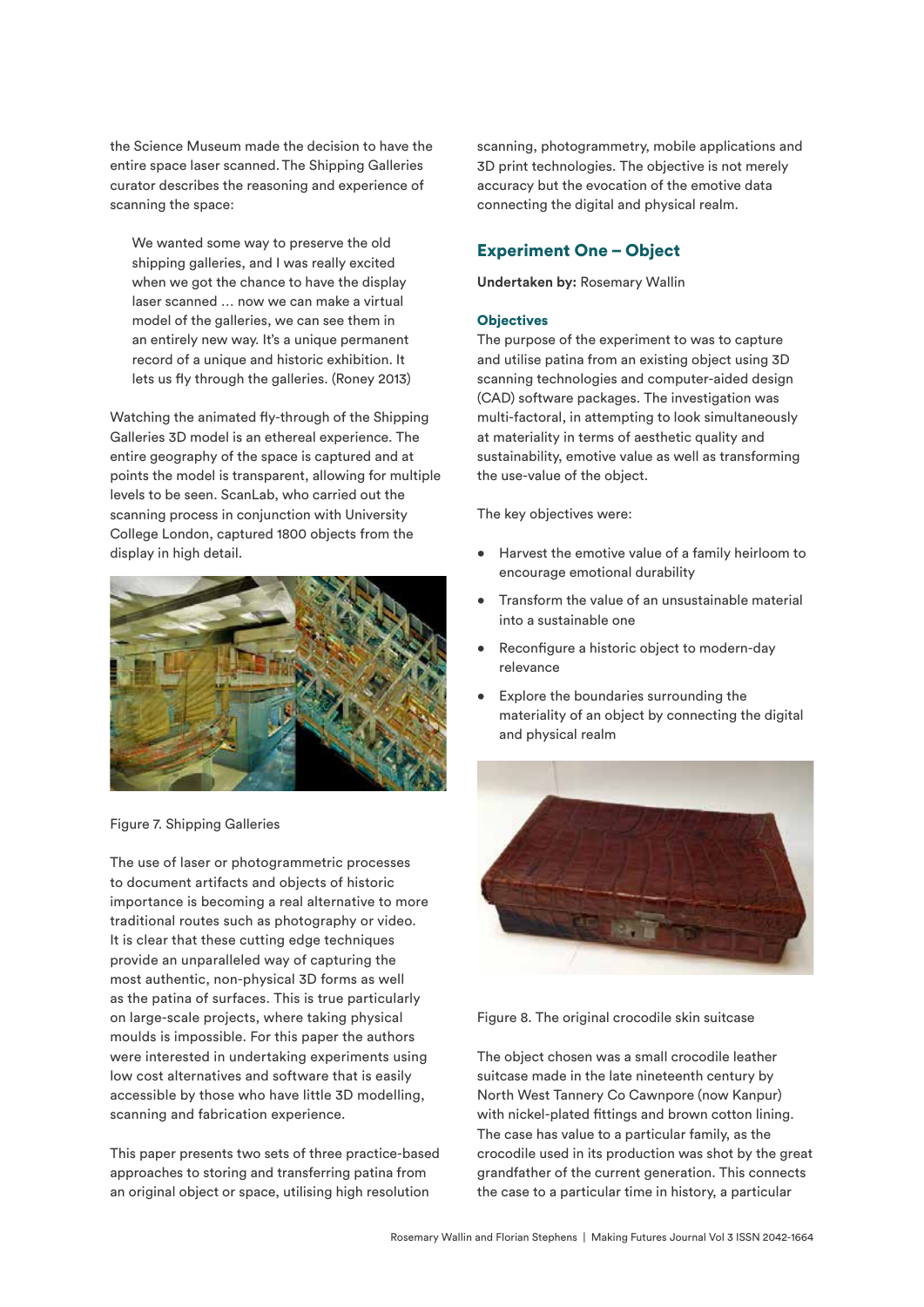the Science Museum made the decision to have the entire space laser scanned. The Shipping Galleries curator describes the reasoning and experience of scanning the space:

> We wanted some way to preserve the old shipping galleries, and I was really excited when we got the chance to have the display laser scanned … now we can make a virtual model of the galleries, we can see them in an entirely new way. It's a unique permanent record of a unique and historic exhibition. It lets us fly through the galleries. (Roney 2013)

Watching the animated fly-through of the Shipping Galleries 3D model is an ethereal experience. The entire geography of the space is captured and at points the model is transparent, allowing for multiple levels to be seen. ScanLab, who carried out the scanning process in conjunction with University College London, captured 1800 objects from the display in high detail.

Figure 7. Shipping Galleries

The use of laser or photogrammetric processes to document artifacts and objects of historic importance is becoming a real alternative to more traditional routes such as photography or video. It is clear that these cutting edge techniques provide an unparalleled way of capturing the most authentic, non-physical 3D forms as well as the patina of surfaces. This is true particularly on large-scale projects, where taking physical moulds is impossible. For this paper the authors were interested in undertaking experiments using low cost alternatives and software that is easily accessible by those who have little 3D modelling, scanning and fabrication experience.

This paper presents two sets of three practice-based approaches to storing and transferring patina from an original object or space, utilising high resolution scanning, photogrammetry, mobile applications and 3D print technologies. The objective is not merely accuracy but the evocation of the emotive data connecting the digital and physical realm.

## Experiment One – Object

**Undertaken by:** Rosemary Wallin

### Objectives

The purpose of the experiment to was to capture and utilise patina from an existing object using 3D scanning technologies and computer-aided design (CAD) software packages. The investigation was multi-factoral, in attempting to look simultaneously at materiality in terms of aesthetic quality and sustainability, emotive value as well as transforming the use-value of the object.

The key objectives were:

- Harvest the emotive value of a family heirloom to encourage emotional durability
- Transform the value of an unsustainable material into a sustainable one
- Reconfigure a historic object to modern-day relevance
- Explore the boundaries surrounding the materiality of an object by connecting the digital and physical realm

Figure 8. The original crocodile skin suitcase

The object chosen was a small crocodile leather suitcase made in the late nineteenth century by North West Tannery Co Cawnpore (now Kanpur) with nickel-plated fittings and brown cotton lining. The case has value to a particular family, as the crocodile used in its production was shot by the great grandfather of the current generation. This connects the case to a particular time in history, a particular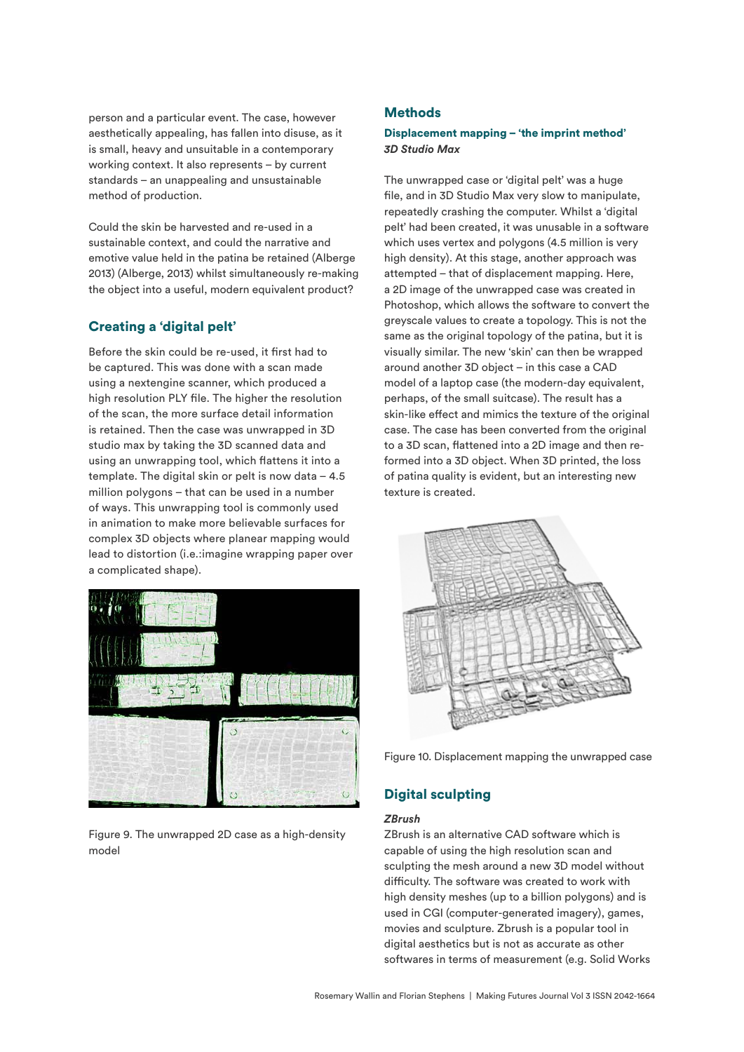person and a particular event. The case, however aesthetically appealing, has fallen into disuse, as it is small, heavy and unsuitable in a contemporary working context. It also represents – by current standards – an unappealing and unsustainable method of production.

Could the skin be harvested and re-used in a sustainable context, and could the narrative and emotive value held in the patina be retained (Alberge 2013) (Alberge, 2013) whilst simultaneously re-making the object into a useful, modern equivalent product?

## Creating a 'digital pelt'

Before the skin could be re-used, it first had to be captured. This was done with a scan made using a nextengine scanner, which produced a high resolution PLY file. The higher the resolution of the scan, the more surface detail information is retained. Then the case was unwrapped in 3D studio max by taking the 3D scanned data and using an unwrapping tool, which flattens it into a template. The digital skin or pelt is now data – 4.5 million polygons – that can be used in a number of ways. This unwrapping tool is commonly used in animation to make more believable surfaces for complex 3D objects where planear mapping would lead to distortion (i.e.:imagine wrapping paper over a complicated shape).

Figure 9. The unwrapped 2D case as a high-density model

## Methods

### Displacement mapping – 'the imprint method'

***3D Studio Max***

The unwrapped case or 'digital pelt' was a huge file, and in 3D Studio Max very slow to manipulate, repeatedly crashing the computer. Whilst a 'digital pelt' had been created, it was unusable in a software which uses vertex and polygons (4.5 million is very high density). At this stage, another approach was attempted – that of displacement mapping. Here, a 2D image of the unwrapped case was created in Photoshop, which allows the software to convert the greyscale values to create a topology. This is not the same as the original topology of the patina, but it is visually similar. The new 'skin' can then be wrapped around another 3D object – in this case a CAD model of a laptop case (the modern-day equivalent, perhaps, of the small suitcase). The result has a skin-like effect and mimics the texture of the original case. The case has been converted from the original to a 3D scan, flattened into a 2D image and then re-formed into a 3D object. When 3D printed, the loss of patina quality is evident, but an interesting new texture is created.

Figure 10. Displacement mapping the unwrapped case

## Digital sculpting

***ZBrush***

ZBrush is an alternative CAD software which is capable of using the high resolution scan and sculpting the mesh around a new 3D model without difficulty. The software was created to work with high density meshes (up to a billion polygons) and is used in CGI (computer-generated imagery), games, movies and sculpture. Zbrush is a popular tool in digital aesthetics but is not as accurate as other softwares in terms of measurement (e.g. Solid Works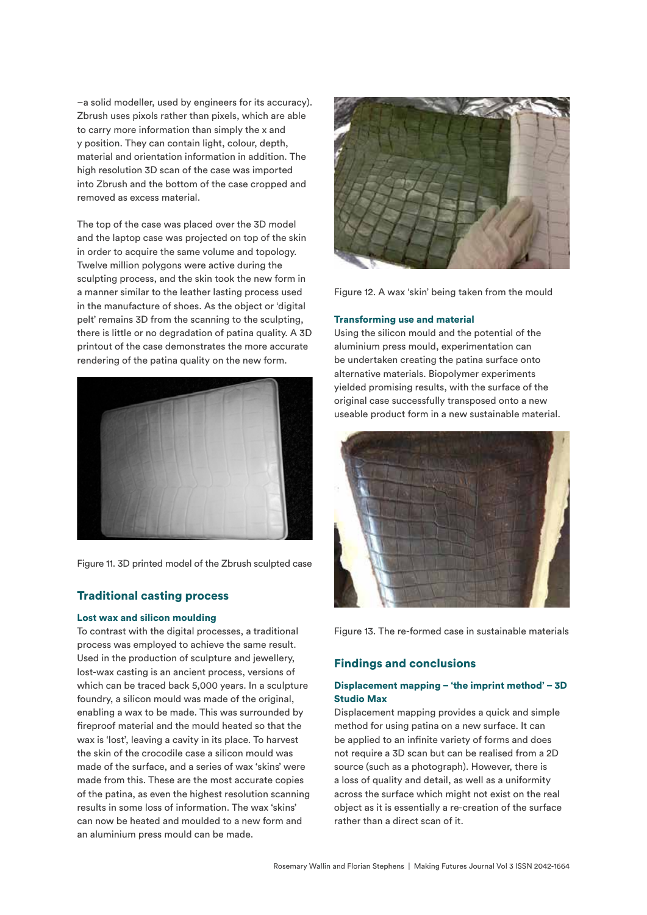–a solid modeller, used by engineers for its accuracy). Zbrush uses pixols rather than pixels, which are able to carry more information than simply the x and y position. They can contain light, colour, depth, material and orientation information in addition. The high resolution 3D scan of the case was imported into Zbrush and the bottom of the case cropped and removed as excess material.

The top of the case was placed over the 3D model and the laptop case was projected on top of the skin in order to acquire the same volume and topology. Twelve million polygons were active during the sculpting process, and the skin took the new form in a manner similar to the leather lasting process used in the manufacture of shoes. As the object or 'digital pelt' remains 3D from the scanning to the sculpting, there is little or no degradation of patina quality. A 3D printout of the case demonstrates the more accurate rendering of the patina quality on the new form.

Figure 11. 3D printed model of the Zbrush sculpted case

## Traditional casting process

### Lost wax and silicon moulding

To contrast with the digital processes, a traditional process was employed to achieve the same result. Used in the production of sculpture and jewellery, lost-wax casting is an ancient process, versions of which can be traced back 5,000 years. In a sculpture foundry, a silicon mould was made of the original, enabling a wax to be made. This was surrounded by fireproof material and the mould heated so that the wax is 'lost', leaving a cavity in its place. To harvest the skin of the crocodile case a silicon mould was made of the surface, and a series of wax 'skins' were made from this. These are the most accurate copies of the patina, as even the highest resolution scanning results in some loss of information. The wax 'skins' can now be heated and moulded to a new form and an aluminium press mould can be made.

Figure 12. A wax 'skin' being taken from the mould

### Transforming use and material

Using the silicon mould and the potential of the aluminium press mould, experimentation can be undertaken creating the patina surface onto alternative materials. Biopolymer experiments yielded promising results, with the surface of the original case successfully transposed onto a new useable product form in a new sustainable material.

Figure 13. The re-formed case in sustainable materials

## Findings and conclusions

### Displacement mapping – 'the imprint method' – 3D Studio Max

Displacement mapping provides a quick and simple method for using patina on a new surface. It can be applied to an infinite variety of forms and does not require a 3D scan but can be realised from a 2D source (such as a photograph). However, there is a loss of quality and detail, as well as a uniformity across the surface which might not exist on the real object as it is essentially a re-creation of the surface rather than a direct scan of it.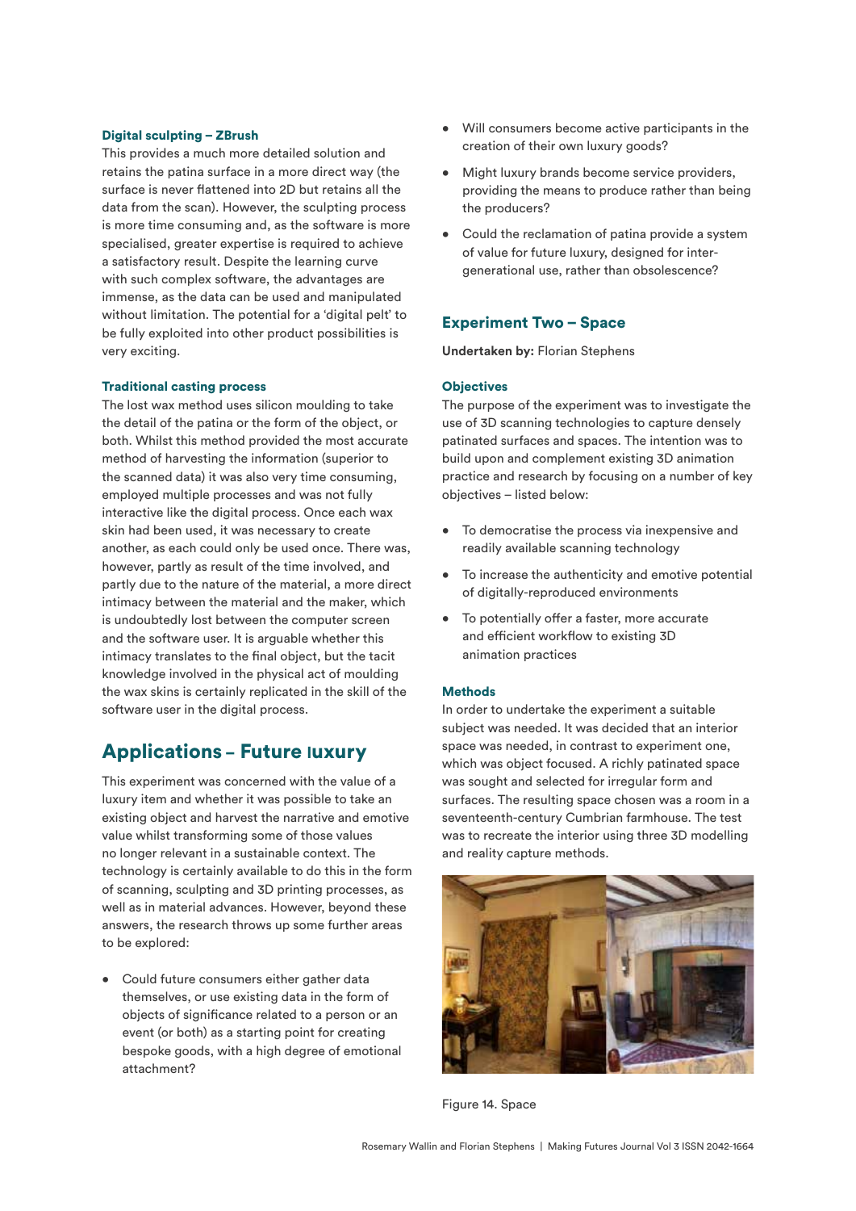### Digital sculpting – ZBrush

This provides a much more detailed solution and retains the patina surface in a more direct way (the surface is never flattened into 2D but retains all the data from the scan). However, the sculpting process is more time consuming and, as the software is more specialised, greater expertise is required to achieve a satisfactory result. Despite the learning curve with such complex software, the advantages are immense, as the data can be used and manipulated without limitation. The potential for a 'digital pelt' to be fully exploited into other product possibilities is very exciting.

### Traditional casting process

The lost wax method uses silicon moulding to take the detail of the patina or the form of the object, or both. Whilst this method provided the most accurate method of harvesting the information (superior to the scanned data) it was also very time consuming, employed multiple processes and was not fully interactive like the digital process. Once each wax skin had been used, it was necessary to create another, as each could only be used once. There was, however, partly as result of the time involved, and partly due to the nature of the material, a more direct intimacy between the material and the maker, which is undoubtedly lost between the computer screen and the software user. It is arguable whether this intimacy translates to the final object, but the tacit knowledge involved in the physical act of moulding the wax skins is certainly replicated in the skill of the software user in the digital process.

## Applications – Future luxury

This experiment was concerned with the value of a luxury item and whether it was possible to take an existing object and harvest the narrative and emotive value whilst transforming some of those values no longer relevant in a sustainable context. The technology is certainly available to do this in the form of scanning, sculpting and 3D printing processes, as well as in material advances. However, beyond these answers, the research throws up some further areas to be explored:

- Could future consumers either gather data themselves, or use existing data in the form of objects of significance related to a person or an event (or both) as a starting point for creating bespoke goods, with a high degree of emotional attachment?
- Will consumers become active participants in the creation of their own luxury goods?
- Might luxury brands become service providers, providing the means to produce rather than being the producers?
- Could the reclamation of patina provide a system of value for future luxury, designed for inter-generational use, rather than obsolescence?

## Experiment Two – Space

**Undertaken by:** Florian Stephens

### Objectives

The purpose of the experiment was to investigate the use of 3D scanning technologies to capture densely patinated surfaces and spaces. The intention was to build upon and complement existing 3D animation practice and research by focusing on a number of key objectives – listed below:

- To democratise the process via inexpensive and readily available scanning technology
- To increase the authenticity and emotive potential of digitally-reproduced environments
- To potentially offer a faster, more accurate and efficient workflow to existing 3D animation practices

### Methods

In order to undertake the experiment a suitable subject was needed. It was decided that an interior space was needed, in contrast to experiment one, which was object focused. A richly patinated space was sought and selected for irregular form and surfaces. The resulting space chosen was a room in a seventeenth-century Cumbrian farmhouse. The test was to recreate the interior using three 3D modelling and reality capture methods.

Figure 14. Space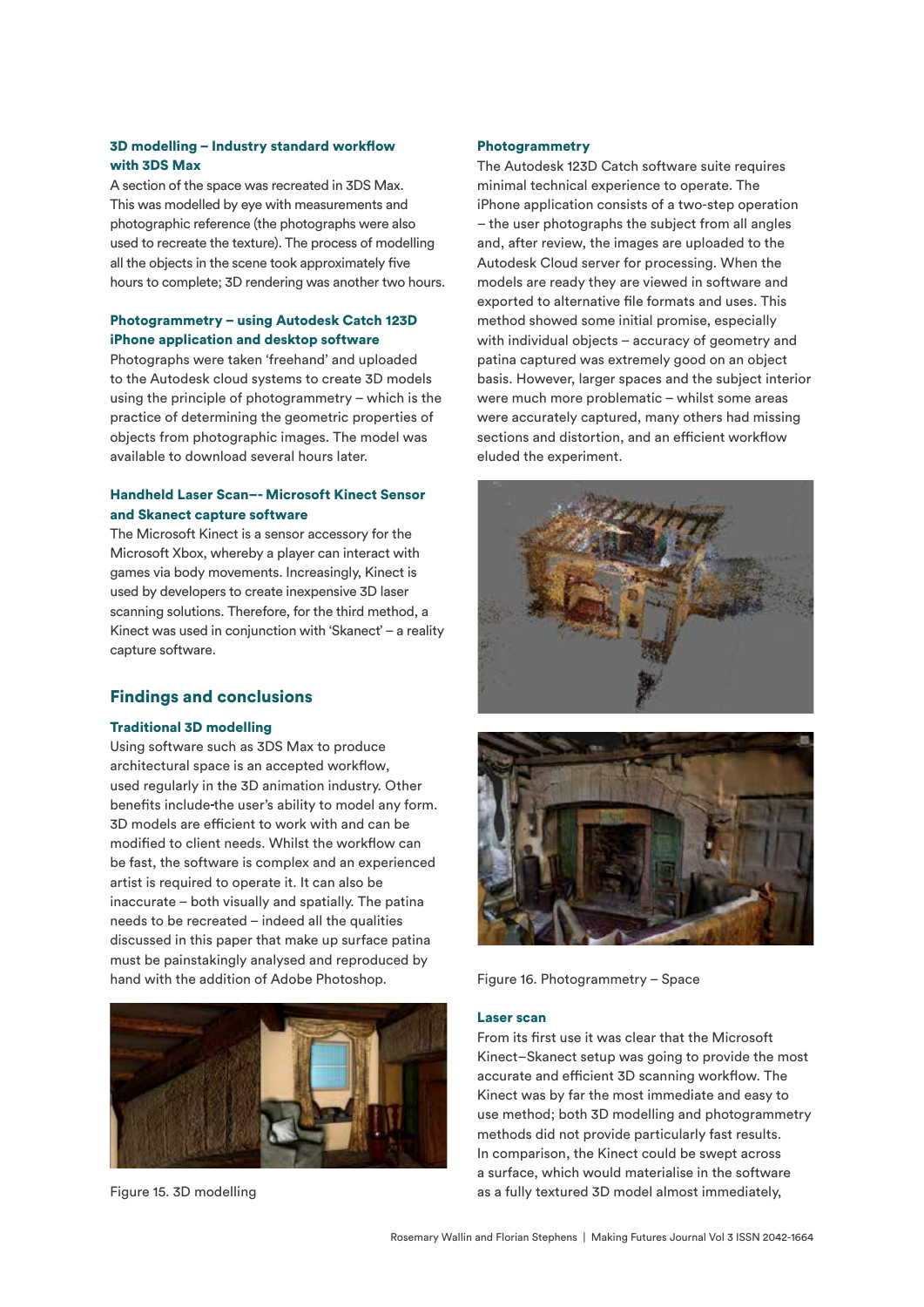### 3D modelling – Industry standard workflow with 3DS Max

A section of the space was recreated in 3DS Max. This was modelled by eye with measurements and photographic reference (the photographs were also used to recreate the texture). The process of modelling all the objects in the scene took approximately five hours to complete; 3D rendering was another two hours.

### Photogrammetry – using Autodesk Catch 123D iPhone application and desktop software

Photographs were taken 'freehand' and uploaded to the Autodesk cloud systems to create 3D models using the principle of photogrammetry – which is the practice of determining the geometric properties of objects from photographic images. The model was available to download several hours later.

### Handheld Laser Scan–- Microsoft Kinect Sensor and Skanect capture software

The Microsoft Kinect is a sensor accessory for the Microsoft Xbox, whereby a player can interact with games via body movements. Increasingly, Kinect is used by developers to create inexpensive 3D laser scanning solutions. Therefore, for the third method, a Kinect was used in conjunction with 'Skanect' – a reality capture software.

## Findings and conclusions

### Traditional 3D modelling

Using software such as 3DS Max to produce architectural space is an accepted workflow, used regularly in the 3D animation industry. Other benefits include the user's ability to model any form. 3D models are efficient to work with and can be modified to client needs. Whilst the workflow can be fast, the software is complex and an experienced artist is required to operate it. It can also be inaccurate – both visually and spatially. The patina needs to be recreated – indeed all the qualities discussed in this paper that make up surface patina must be painstakingly analysed and reproduced by hand with the addition of Adobe Photoshop.

Figure 15. 3D modelling

### Photogrammetry

The Autodesk 123D Catch software suite requires minimal technical experience to operate. The iPhone application consists of a two-step operation – the user photographs the subject from all angles and, after review, the images are uploaded to the Autodesk Cloud server for processing. When the models are ready they are viewed in software and exported to alternative file formats and uses. This method showed some initial promise, especially with individual objects – accuracy of geometry and patina captured was extremely good on an object basis. However, larger spaces and the subject interior were much more problematic – whilst some areas were accurately captured, many others had missing sections and distortion, and an efficient workflow eluded the experiment.

Figure 16. Photogrammetry – Space

### Laser scan

From its first use it was clear that the Microsoft Kinect–Skanect setup was going to provide the most accurate and efficient 3D scanning workflow. The Kinect was by far the most immediate and easy to use method; both 3D modelling and photogrammetry methods did not provide particularly fast results. In comparison, the Kinect could be swept across a surface, which would materialise in the software as a fully textured 3D model almost immediately,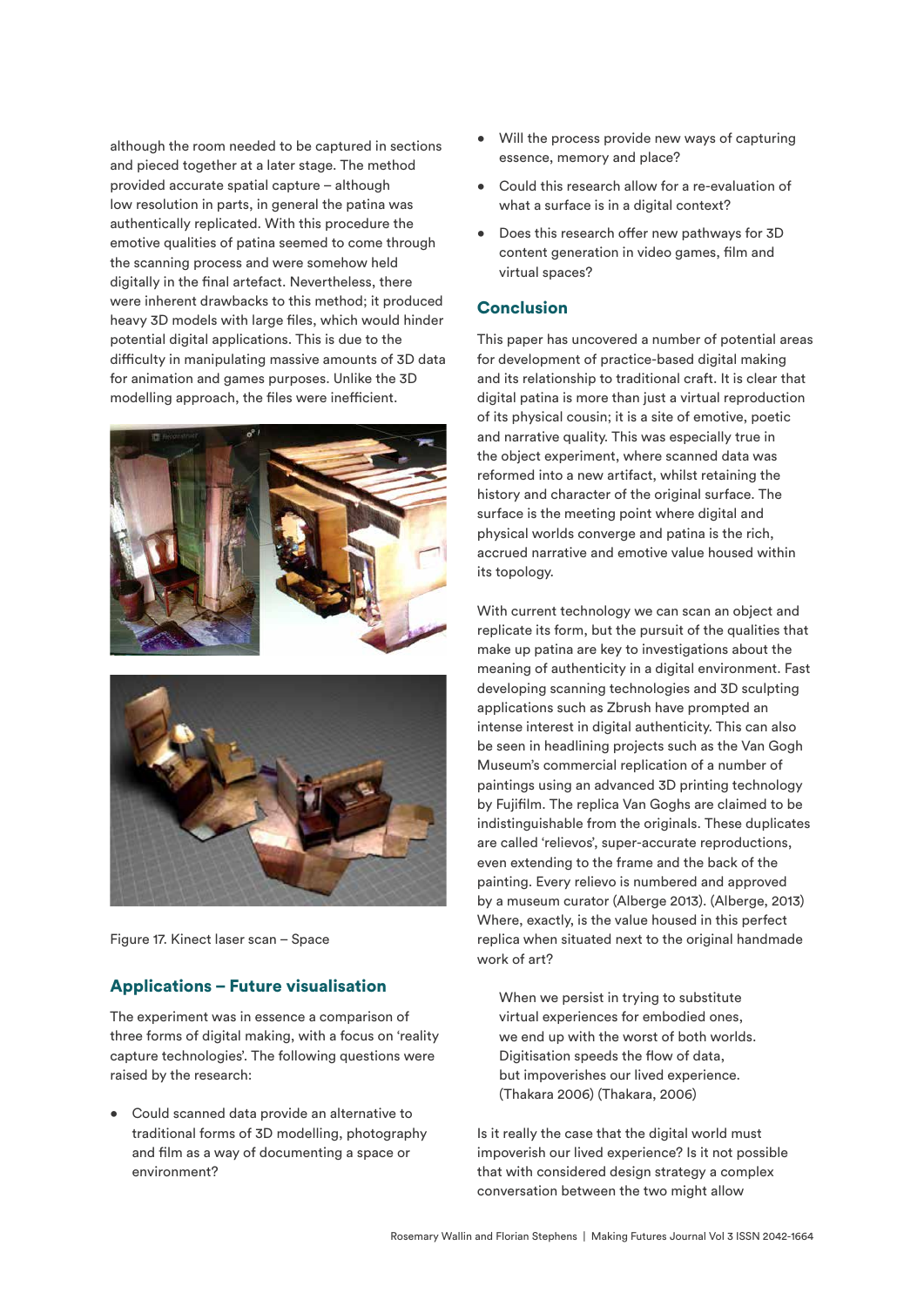although the room needed to be captured in sections and pieced together at a later stage. The method provided accurate spatial capture – although low resolution in parts, in general the patina was authentically replicated. With this procedure the emotive qualities of patina seemed to come through the scanning process and were somehow held digitally in the final artefact. Nevertheless, there were inherent drawbacks to this method; it produced heavy 3D models with large files, which would hinder potential digital applications. This is due to the difficulty in manipulating massive amounts of 3D data for animation and games purposes. Unlike the 3D modelling approach, the files were inefficient.

Figure 17. Kinect laser scan – Space

## Applications – Future visualisation

The experiment was in essence a comparison of three forms of digital making, with a focus on 'reality capture technologies'. The following questions were raised by the research:

- Could scanned data provide an alternative to traditional forms of 3D modelling, photography and film as a way of documenting a space or environment?
- Will the process provide new ways of capturing essence, memory and place?
- Could this research allow for a re-evaluation of what a surface is in a digital context?
- Does this research offer new pathways for 3D content generation in video games, film and virtual spaces?

## Conclusion

This paper has uncovered a number of potential areas for development of practice-based digital making and its relationship to traditional craft. It is clear that digital patina is more than just a virtual reproduction of its physical cousin; it is a site of emotive, poetic and narrative quality. This was especially true in the object experiment, where scanned data was reformed into a new artifact, whilst retaining the history and character of the original surface. The surface is the meeting point where digital and physical worlds converge and patina is the rich, accrued narrative and emotive value housed within its topology.

With current technology we can scan an object and replicate its form, but the pursuit of the qualities that make up patina are key to investigations about the meaning of authenticity in a digital environment. Fast developing scanning technologies and 3D sculpting applications such as Zbrush have prompted an intense interest in digital authenticity. This can also be seen in headlining projects such as the Van Gogh Museum's commercial replication of a number of paintings using an advanced 3D printing technology by Fujifilm. The replica Van Goghs are claimed to be indistinguishable from the originals. These duplicates are called 'relievos', super-accurate reproductions, even extending to the frame and the back of the painting. Every relievo is numbered and approved by a museum curator (Alberge 2013). (Alberge, 2013) Where, exactly, is the value housed in this perfect replica when situated next to the original handmade work of art?

> When we persist in trying to substitute virtual experiences for embodied ones, we end up with the worst of both worlds. Digitisation speeds the flow of data, but impoverishes our lived experience. (Thakara 2006) (Thakara, 2006)

Is it really the case that the digital world must impoverish our lived experience? Is it not possible that with considered design strategy a complex conversation between the two might allow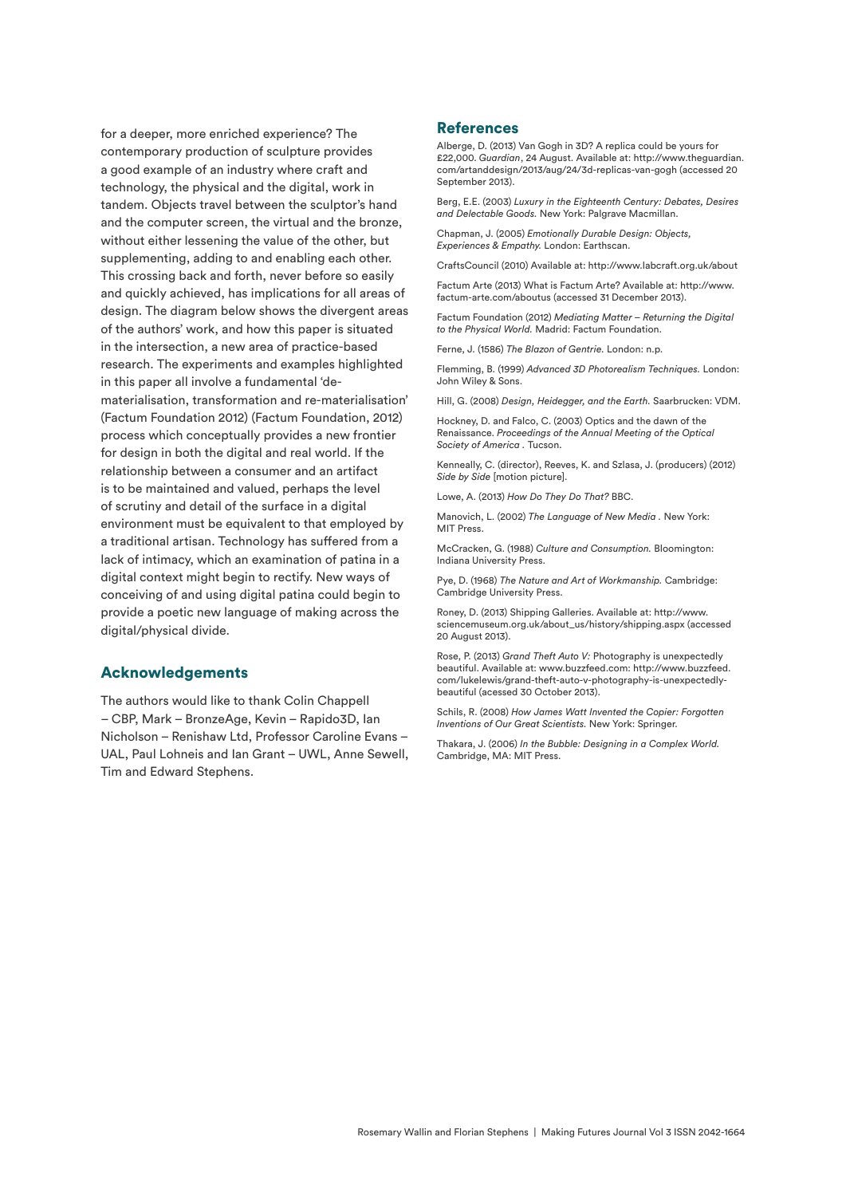for a deeper, more enriched experience? The contemporary production of sculpture provides a good example of an industry where craft and technology, the physical and the digital, work in tandem. Objects travel between the sculptor's hand and the computer screen, the virtual and the bronze, without either lessening the value of the other, but supplementing, adding to and enabling each other. This crossing back and forth, never before so easily and quickly achieved, has implications for all areas of design. The diagram below shows the divergent areas of the authors' work, and how this paper is situated in the intersection, a new area of practice-based research. The experiments and examples highlighted in this paper all involve a fundamental 'de-materialisation, transformation and re-materialisation' (Factum Foundation 2012) (Factum Foundation, 2012) process which conceptually provides a new frontier for design in both the digital and real world. If the relationship between a consumer and an artifact is to be maintained and valued, perhaps the level of scrutiny and detail of the surface in a digital environment must be equivalent to that employed by a traditional artisan. Technology has suffered from a lack of intimacy, which an examination of patina in a digital context might begin to rectify. New ways of conceiving of and using digital patina could begin to provide a poetic new language of making across the digital/physical divide.

## Acknowledgements

The authors would like to thank Colin Chappell – CBP, Mark – BronzeAge, Kevin – Rapido3D, Ian Nicholson – Renishaw Ltd, Professor Caroline Evans – UAL, Paul Lohneis and Ian Grant – UWL, Anne Sewell, Tim and Edward Stephens.

## References

Alberge, D. (2013) Van Gogh in 3D? A replica could be yours for £22,000. *Guardian*, 24 August. Available at: http://www.theguardian.com/artanddesign/2013/aug/24/3d-replicas-van-gogh (accessed 20 September 2013).

Berg, E.E. (2003) *Luxury in the Eighteenth Century: Debates, Desires and Delectable Goods.* New York: Palgrave Macmillan.

Chapman, J. (2005) *Emotionally Durable Design: Objects, Experiences & Empathy.* London: Earthscan.

CraftsCouncil (2010) Available at: http://www.labcraft.org.uk/about

Factum Arte (2013) What is Factum Arte? Available at: http://www.factum-arte.com/aboutus (accessed 31 December 2013).

Factum Foundation (2012) *Mediating Matter – Returning the Digital to the Physical World.* Madrid: Factum Foundation.

Ferne, J. (1586) *The Blazon of Gentrie.* London: n.p.

Flemming, B. (1999) *Advanced 3D Photorealism Techniques.* London: John Wiley & Sons.

Hill, G. (2008) *Design, Heidegger, and the Earth.* Saarbrucken: VDM.

Hockney, D. and Falco, C. (2003) Optics and the dawn of the Renaissance. *Proceedings of the Annual Meeting of the Optical Society of America* . Tucson.

Kenneally, C. (director), Reeves, K. and Szlasa, J. (producers) (2012) *Side by Side* [motion picture].

Lowe, A. (2013) *How Do They Do That?* BBC.

Manovich, L. (2002) *The Language of New Media* . New York: MIT Press.

McCracken, G. (1988) *Culture and Consumption.* Bloomington: Indiana University Press.

Pye, D. (1968) *The Nature and Art of Workmanship.* Cambridge: Cambridge University Press.

Roney, D. (2013) Shipping Galleries. Available at: http://www.sciencemuseum.org.uk/about_us/history/shipping.aspx (accessed 20 August 2013).

Rose, P. (2013) *Grand Theft Auto V:* Photography is unexpectedly beautiful. Available at: www.buzzfeed.com: http://www.buzzfeed.com/lukelewis/grand-theft-auto-v-photography-is-unexpectedly-beautiful (acessed 30 October 2013).

Schils, R. (2008) *How James Watt Invented the Copier: Forgotten Inventions of Our Great Scientists.* New York: Springer.

Thakara, J. (2006) *In the Bubble: Designing in a Complex World.* Cambridge, MA: MIT Press.